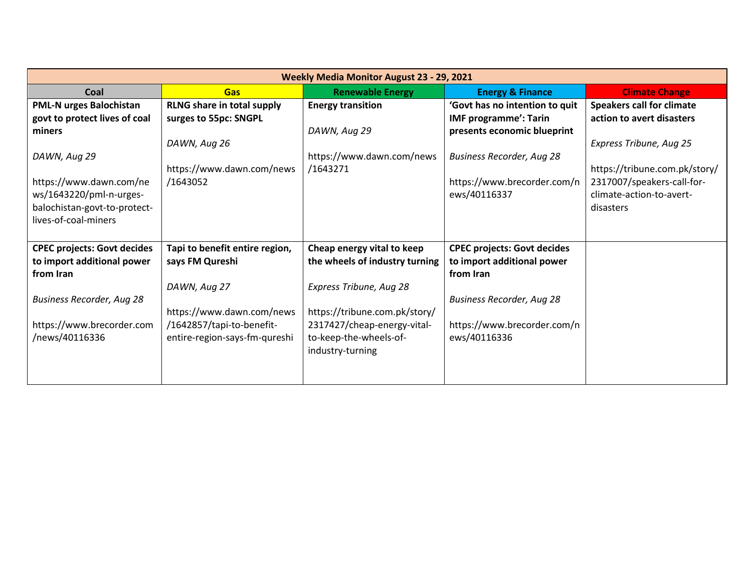| Weekly Media Monitor August 23 - 29, 2021 | | | | |
|---|---|---|---|---|
| **Coal** | **Gas** | **Renewable Energy** | **Energy & Finance** | **Climate Change** |
| **PML-N urges Balochistan govt to protect lives of coal miners**<br><br>*DAWN, Aug 29*<br><br>https://www.dawn.com/news/1643220/pml-n-urges-balochistan-govt-to-protect-lives-of-coal-miners | **RLNG share in total supply surges to 55pc: SNGPL**<br><br>*DAWN, Aug 26*<br><br>https://www.dawn.com/news/1643052 | **Energy transition**<br><br>*DAWN, Aug 29*<br><br>https://www.dawn.com/news/1643271 | **'Govt has no intention to quit IMF programme': Tarin presents economic blueprint**<br><br>*Business Recorder, Aug 28*<br><br>https://www.brecorder.com/news/40116337 | **Speakers call for climate action to avert disasters**<br><br>*Express Tribune, Aug 25*<br><br>https://tribune.com.pk/story/2317007/speakers-call-for-climate-action-to-avert-disasters |
| **CPEC projects: Govt decides to import additional power from Iran**<br><br>*Business Recorder, Aug 28*<br><br>https://www.brecorder.com/news/40116336 | **Tapi to benefit entire region, says FM Qureshi**<br><br>*DAWN, Aug 27*<br><br>https://www.dawn.com/news/1642857/tapi-to-benefit-entire-region-says-fm-qureshi | **Cheap energy vital to keep the wheels of industry turning**<br><br>*Express Tribune, Aug 28*<br><br>https://tribune.com.pk/story/2317427/cheap-energy-vital-to-keep-the-wheels-of-industry-turning | **CPEC projects: Govt decides to import additional power from Iran**<br><br>*Business Recorder, Aug 28*<br><br>https://www.brecorder.com/news/40116336 | |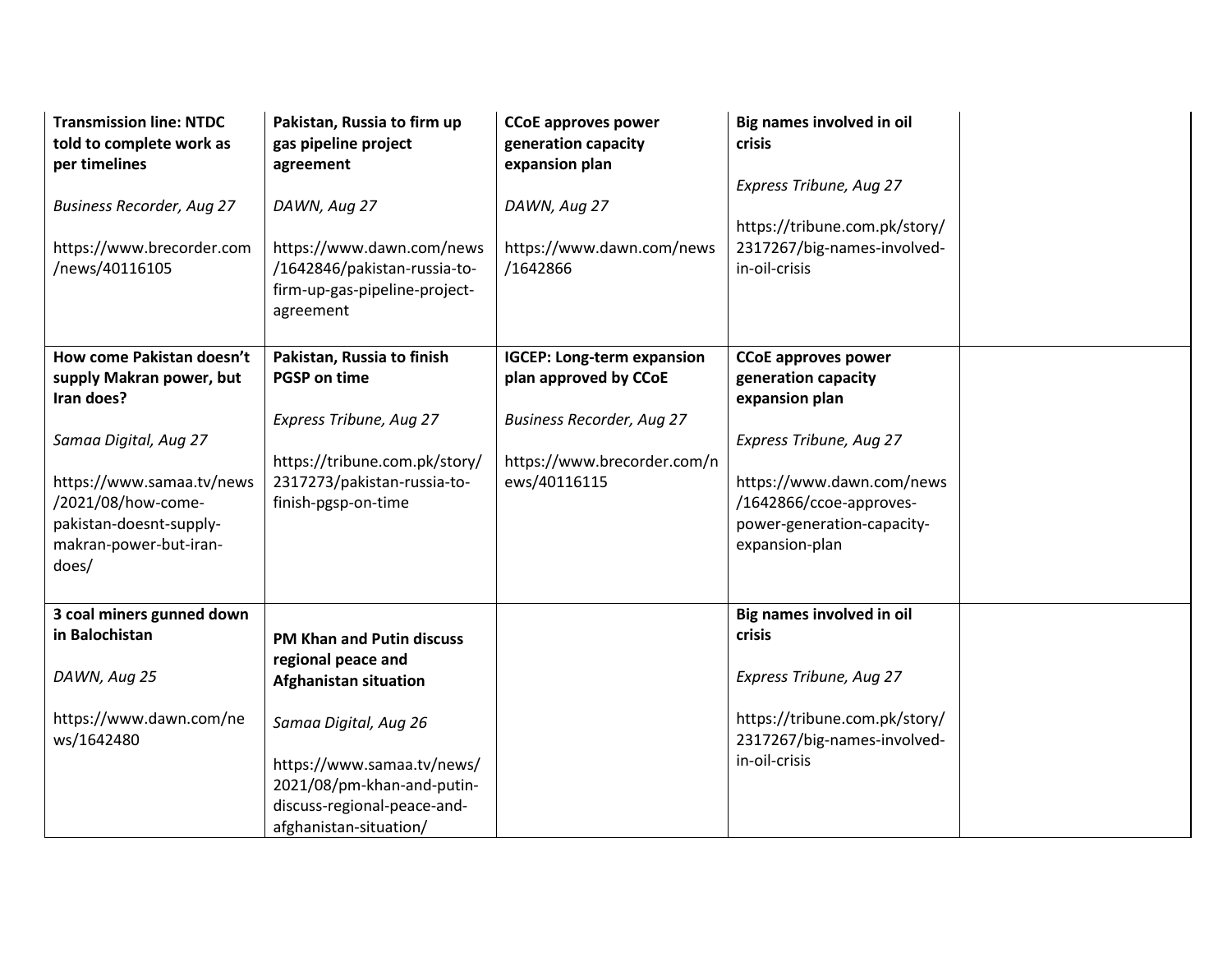| | | | | |
|---|---|---|---|---|
| **Transmission line: NTDC told to complete work as per timelines**<br><br>*Business Recorder, Aug 27*<br><br>https://www.brecorder.com/news/40116105 | **Pakistan, Russia to firm up gas pipeline project agreement**<br><br>*DAWN, Aug 27*<br><br>https://www.dawn.com/news/1642846/pakistan-russia-to-firm-up-gas-pipeline-project-agreement | **CCoE approves power generation capacity expansion plan**<br><br>*DAWN, Aug 27*<br><br>https://www.dawn.com/news/1642866 | **Big names involved in oil crisis**<br><br>*Express Tribune, Aug 27*<br><br>https://tribune.com.pk/story/2317267/big-names-involved-in-oil-crisis | |
| **How come Pakistan doesn't supply Makran power, but Iran does?**<br><br>*Samaa Digital, Aug 27*<br><br>https://www.samaa.tv/news/2021/08/how-come-pakistan-doesnt-supply-makran-power-but-iran-does/ | **Pakistan, Russia to finish PGSP on time**<br><br>*Express Tribune, Aug 27*<br><br>https://tribune.com.pk/story/2317273/pakistan-russia-to-finish-pgsp-on-time | **IGCEP: Long-term expansion plan approved by CCoE**<br><br>*Business Recorder, Aug 27*<br><br>https://www.brecorder.com/news/40116115 | **CCoE approves power generation capacity expansion plan**<br><br>*Express Tribune, Aug 27*<br><br>https://www.dawn.com/news/1642866/ccoe-approves-power-generation-capacity-expansion-plan | |
| **3 coal miners gunned down in Balochistan**<br><br>*DAWN, Aug 25*<br><br>https://www.dawn.com/news/1642480 | **PM Khan and Putin discuss regional peace and Afghanistan situation**<br><br>*Samaa Digital, Aug 26*<br><br>https://www.samaa.tv/news/2021/08/pm-khan-and-putin-discuss-regional-peace-and-afghanistan-situation/ | | **Big names involved in oil crisis**<br><br>*Express Tribune, Aug 27*<br><br>https://tribune.com.pk/story/2317267/big-names-involved-in-oil-crisis | |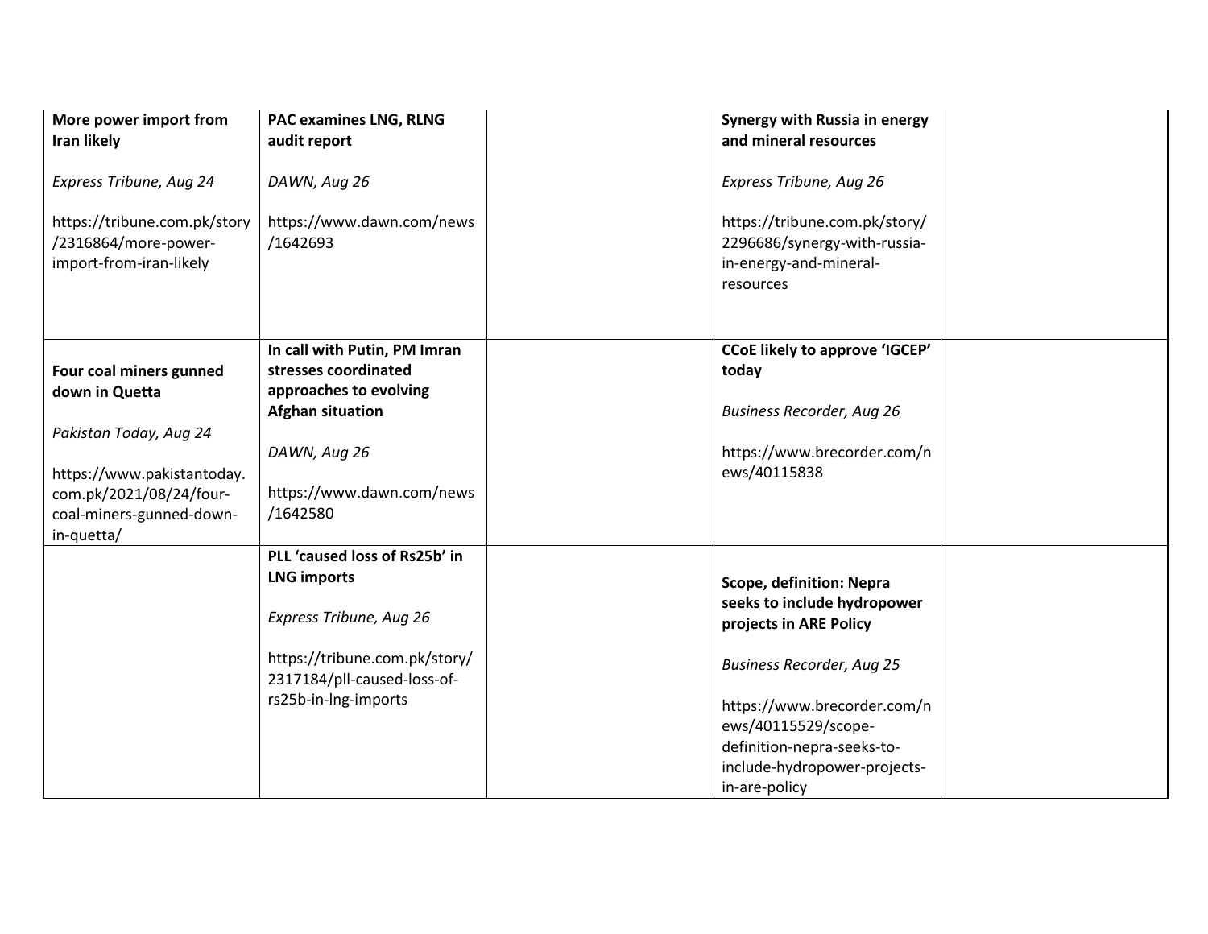| | | | | |
|---|---|---|---|---|
| **More power import from Iran likely**<br><br>*Express Tribune, Aug 24*<br><br>https://tribune.com.pk/story/2316864/more-power-import-from-iran-likely | **PAC examines LNG, RLNG audit report**<br><br>*DAWN, Aug 26*<br><br>https://www.dawn.com/news/1642693 | | **Synergy with Russia in energy and mineral resources**<br><br>*Express Tribune, Aug 26*<br><br>https://tribune.com.pk/story/2296686/synergy-with-russia-in-energy-and-mineral-resources | |
| **Four coal miners gunned down in Quetta**<br><br>*Pakistan Today, Aug 24*<br><br>https://www.pakistantoday.com.pk/2021/08/24/four-coal-miners-gunned-down-in-quetta/ | **In call with Putin, PM Imran stresses coordinated approaches to evolving Afghan situation**<br><br>*DAWN, Aug 26*<br><br>https://www.dawn.com/news/1642580 | | **CCoE likely to approve 'IGCEP' today**<br><br>*Business Recorder, Aug 26*<br><br>https://www.brecorder.com/news/40115838 | |
| | **PLL 'caused loss of Rs25b' in LNG imports**<br><br>*Express Tribune, Aug 26*<br><br>https://tribune.com.pk/story/2317184/pll-caused-loss-of-rs25b-in-lng-imports | | **Scope, definition: Nepra seeks to include hydropower projects in ARE Policy**<br><br>*Business Recorder, Aug 25*<br><br>https://www.brecorder.com/news/40115529/scope-definition-nepra-seeks-to-include-hydropower-projects-in-are-policy | |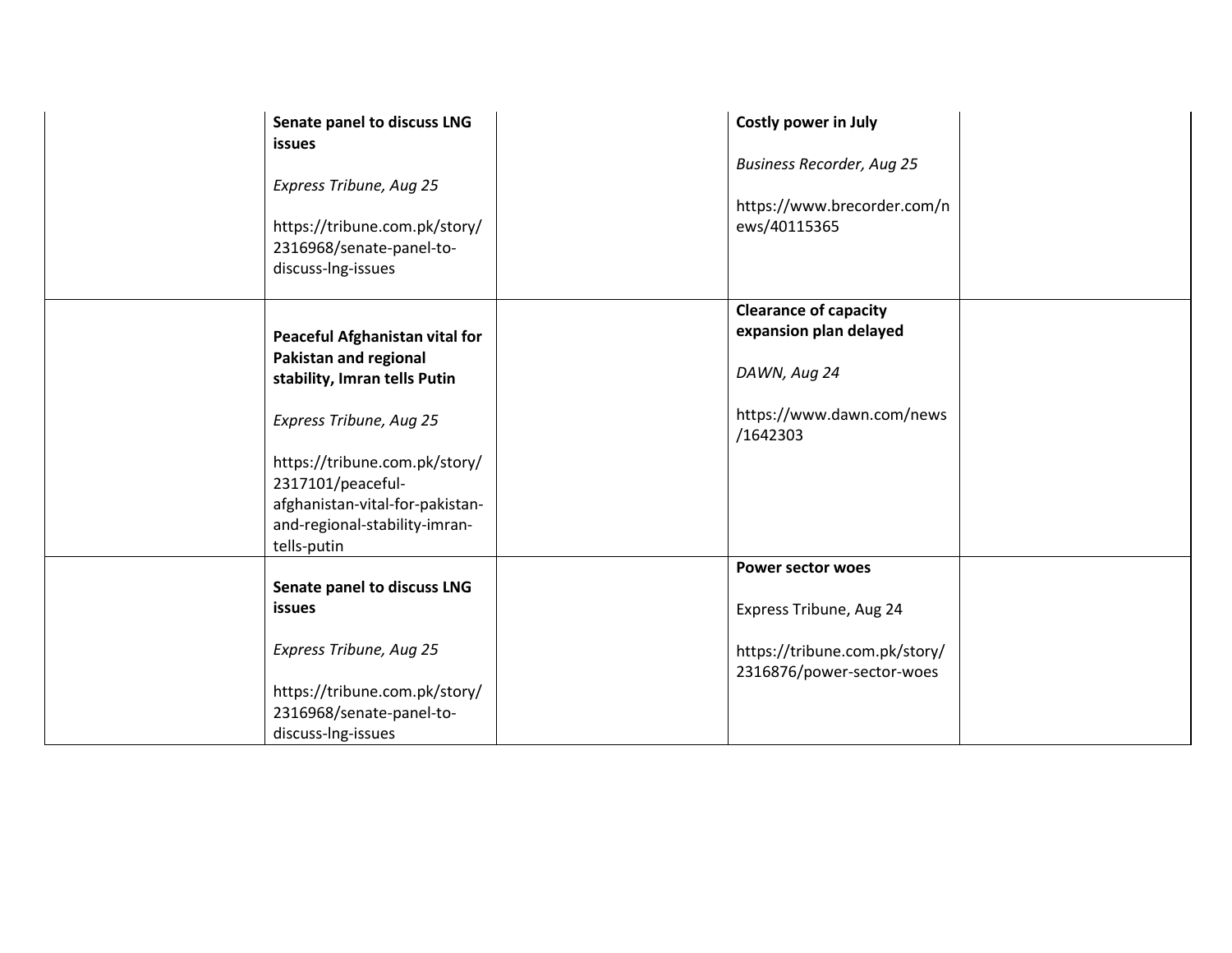| | | | | |
|---|---|---|---|---|
| | **Senate panel to discuss LNG issues**<br><br>*Express Tribune, Aug 25*<br><br>https://tribune.com.pk/story/2316968/senate-panel-to-discuss-lng-issues | | **Costly power in July**<br><br>*Business Recorder, Aug 25*<br><br>https://www.brecorder.com/news/40115365 | |
| | **Peaceful Afghanistan vital for Pakistan and regional stability, Imran tells Putin**<br><br>*Express Tribune, Aug 25*<br><br>https://tribune.com.pk/story/2317101/peaceful-afghanistan-vital-for-pakistan-and-regional-stability-imran-tells-putin | | **Clearance of capacity expansion plan delayed**<br><br>*DAWN, Aug 24*<br><br>https://www.dawn.com/news/1642303 | |
| | **Senate panel to discuss LNG issues**<br><br>*Express Tribune, Aug 25*<br><br>https://tribune.com.pk/story/2316968/senate-panel-to-discuss-lng-issues | | **Power sector woes**<br><br>Express Tribune, Aug 24<br><br>https://tribune.com.pk/story/2316876/power-sector-woes | |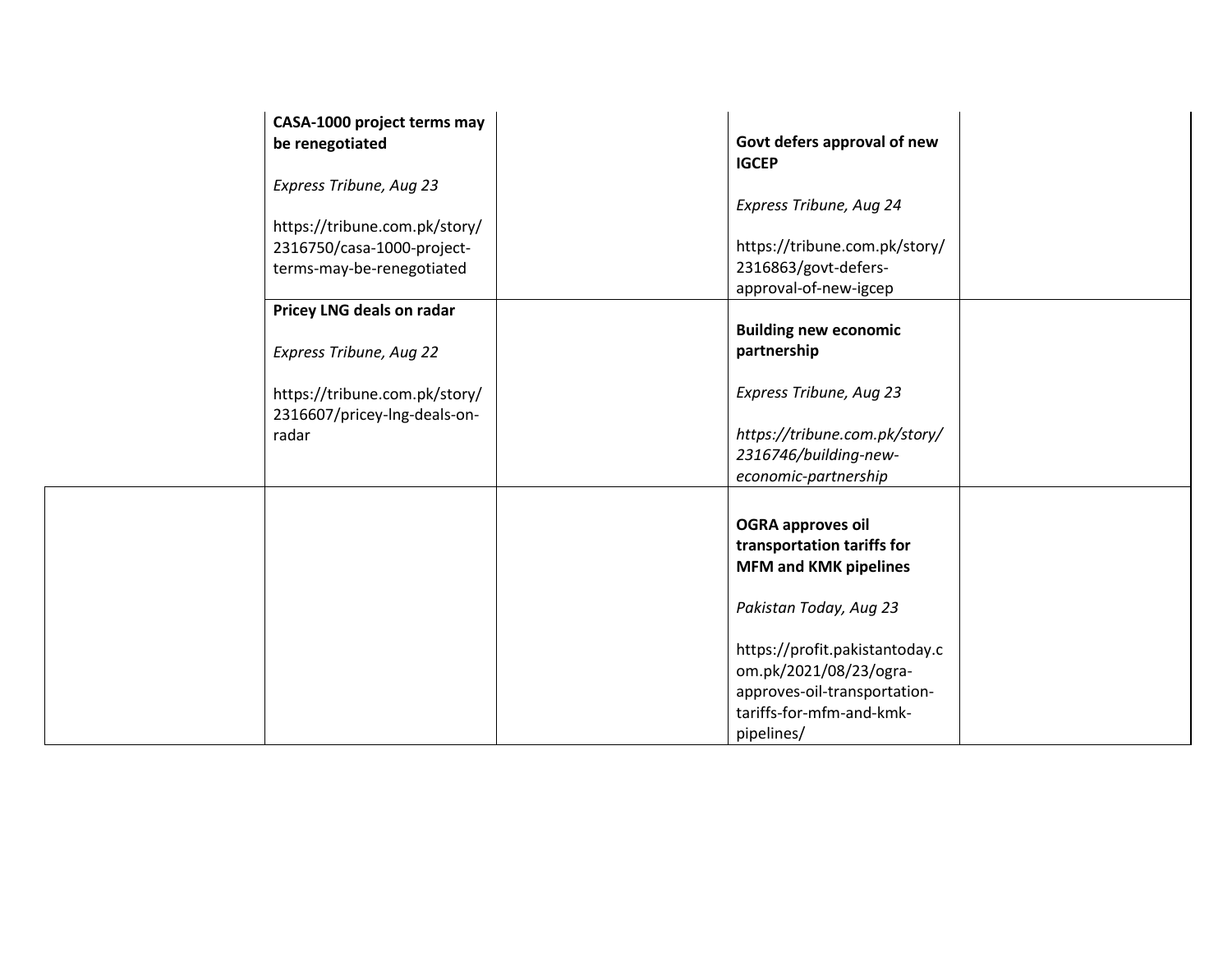| | | | | |
|---|---|---|---|---|
| | **CASA-1000 project terms may be renegotiated**<br><br>*Express Tribune, Aug 23*<br><br>https://tribune.com.pk/story/2316750/casa-1000-project-terms-may-be-renegotiated | | **Govt defers approval of new IGCEP**<br><br>*Express Tribune, Aug 24*<br><br>https://tribune.com.pk/story/2316863/govt-defers-approval-of-new-igcep | |
| | **Pricey LNG deals on radar**<br><br>*Express Tribune, Aug 22*<br><br>https://tribune.com.pk/story/2316607/pricey-lng-deals-on-radar | | **Building new economic partnership**<br><br>*Express Tribune, Aug 23*<br><br>*https://tribune.com.pk/story/2316746/building-new-economic-partnership* | |
| | | | **OGRA approves oil transportation tariffs for MFM and KMK pipelines**<br><br>*Pakistan Today, Aug 23*<br><br>https://profit.pakistantoday.com.pk/2021/08/23/ogra-approves-oil-transportation-tariffs-for-mfm-and-kmk-pipelines/ | |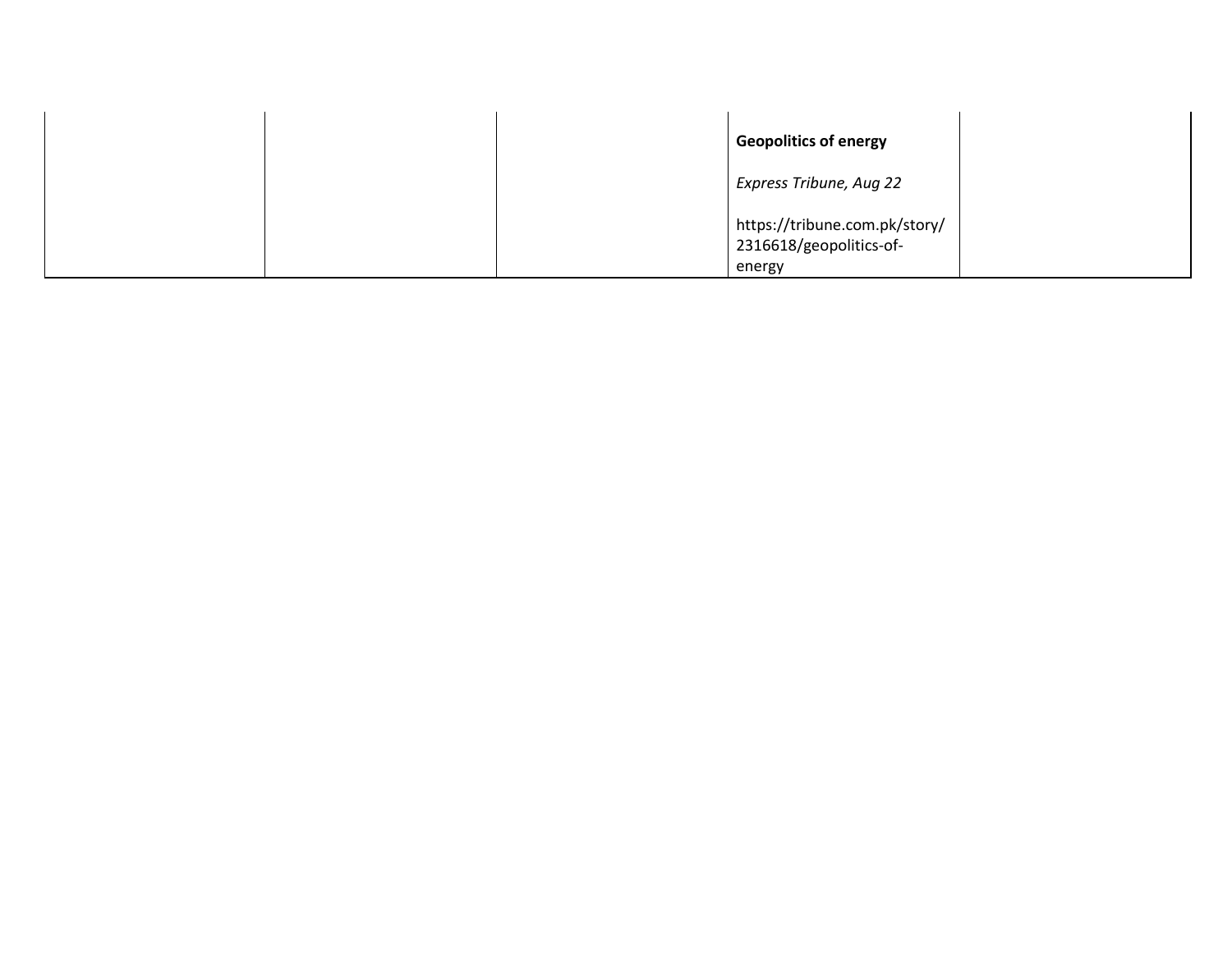| | | | | |
|---|---|---|---|---|
| | | | **Geopolitics of energy**<br><br>*Express Tribune, Aug 22*<br><br>https://tribune.com.pk/story/2316618/geopolitics-of-energy | |